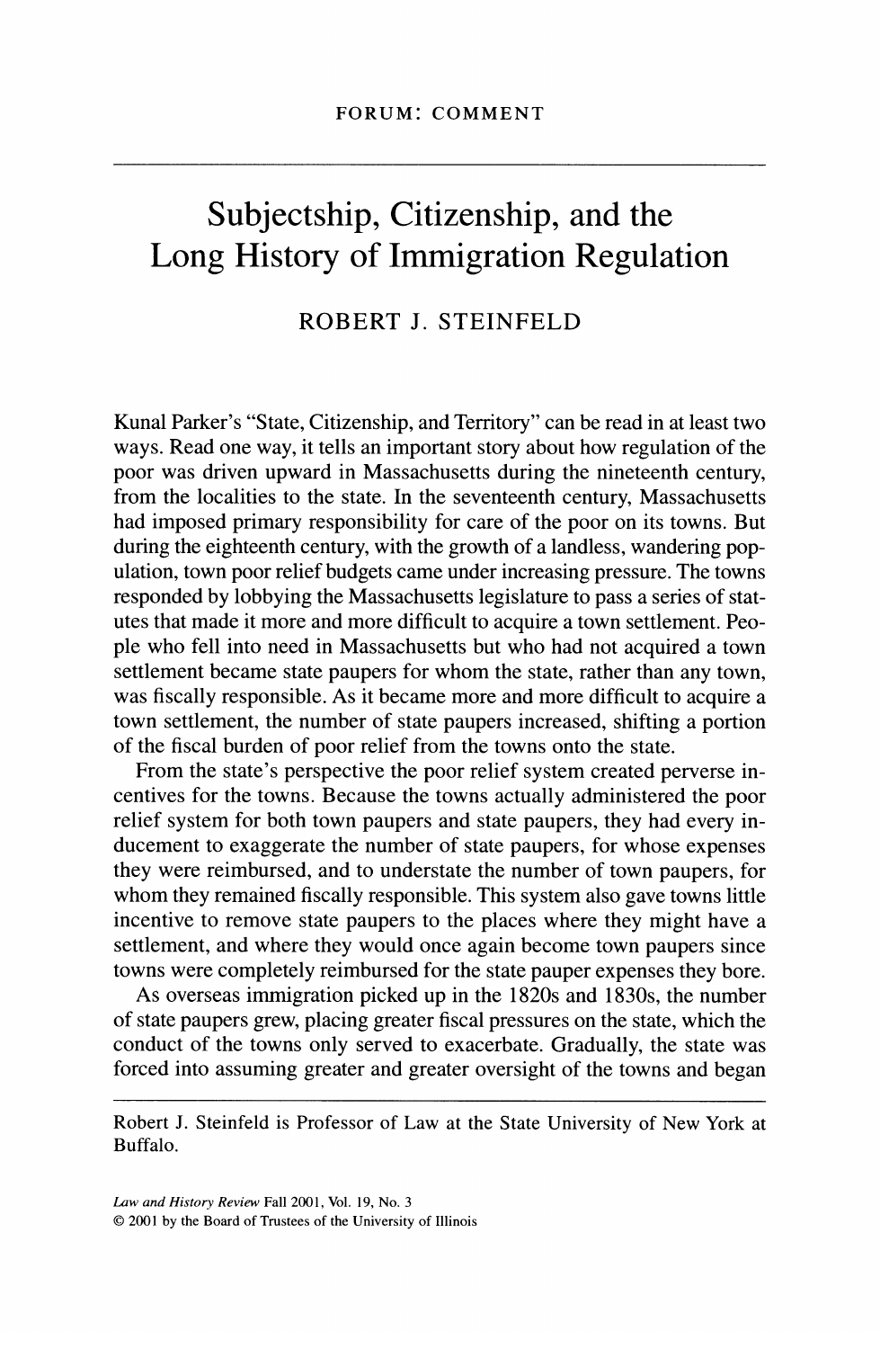FORUM: COMMENT

# Subjectship, Citizenship, and the Long History of Immigration Regulation

## ROBERT J. STEINFELD

Kunal Parker's "State, Citizenship, and Territory" can be read in at least two ways. Read one way, it tells an important story about how regulation of the poor was driven upward in Massachusetts during the nineteenth century, from the localities to the state. In the seventeenth century, Massachusetts had imposed primary responsibility for care of the poor on its towns. But during the eighteenth century, with the growth of a landless, wandering population, town poor relief budgets came under increasing pressure. The towns responded by lobbying the Massachusetts legislature to pass a series of statutes that made it more and more difficult to acquire a town settlement. People who fell into need in Massachusetts but who had not acquired a town settlement became state paupers for whom the state, rather than any town, was fiscally responsible. As it became more and more difficult to acquire a town settlement, the number of state paupers increased, shifting a portion of the fiscal burden of poor relief from the towns onto the state.

From the state's perspective the poor relief system created perverse incentives for the towns. Because the towns actually administered the poor relief system for both town paupers and state paupers, they had every inducement to exaggerate the number of state paupers, for whose expenses they were reimbursed, and to understate the number of town paupers, for whom they remained fiscally responsible. This system also gave towns little incentive to remove state paupers to the places where they might have a settlement, and where they would once again become town paupers since towns were completely reimbursed for the state pauper expenses they bore.

As overseas immigration picked up in the 1820s and 1830s, the number of state paupers grew, placing greater fiscal pressures on the state, which the conduct of the towns only served to exacerbate. Gradually, the state was forced into assuming greater and greater oversight of the towns and began

---

Robert J. Steinfeld is Professor of Law at the State University of New York at Buffalo.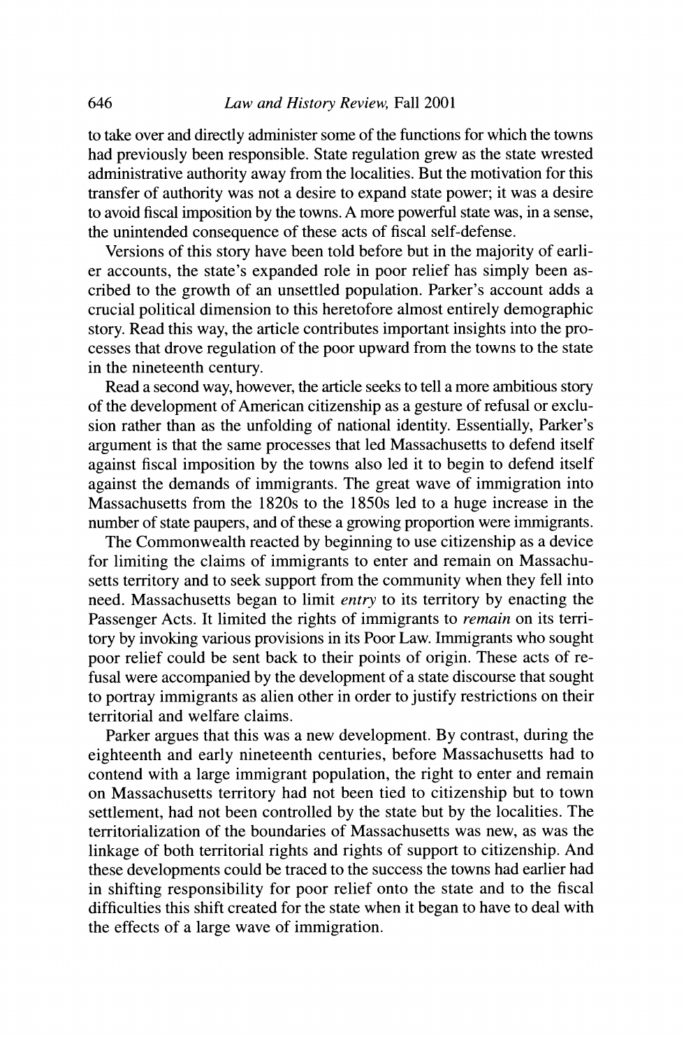to take over and directly administer some of the functions for which the towns had previously been responsible. State regulation grew as the state wrested administrative authority away from the localities. But the motivation for this transfer of authority was not a desire to expand state power; it was a desire to avoid fiscal imposition by the towns. A more powerful state was, in a sense, the unintended consequence of these acts of fiscal self-defense.

Versions of this story have been told before but in the majority of earlier accounts, the state's expanded role in poor relief has simply been ascribed to the growth of an unsettled population. Parker's account adds a crucial political dimension to this heretofore almost entirely demographic story. Read this way, the article contributes important insights into the processes that drove regulation of the poor upward from the towns to the state in the nineteenth century.

Read a second way, however, the article seeks to tell a more ambitious story of the development of American citizenship as a gesture of refusal or exclusion rather than as the unfolding of national identity. Essentially, Parker's argument is that the same processes that led Massachusetts to defend itself against fiscal imposition by the towns also led it to begin to defend itself against the demands of immigrants. The great wave of immigration into Massachusetts from the 1820s to the 1850s led to a huge increase in the number of state paupers, and of these a growing proportion were immigrants.

The Commonwealth reacted by beginning to use citizenship as a device for limiting the claims of immigrants to enter and remain on Massachusetts territory and to seek support from the community when they fell into need. Massachusetts began to limit *entry* to its territory by enacting the Passenger Acts. It limited the rights of immigrants to *remain* on its territory by invoking various provisions in its Poor Law. Immigrants who sought poor relief could be sent back to their points of origin. These acts of refusal were accompanied by the development of a state discourse that sought to portray immigrants as alien other in order to justify restrictions on their territorial and welfare claims.

Parker argues that this was a new development. By contrast, during the eighteenth and early nineteenth centuries, before Massachusetts had to contend with a large immigrant population, the right to enter and remain on Massachusetts territory had not been tied to citizenship but to town settlement, had not been controlled by the state but by the localities. The territorialization of the boundaries of Massachusetts was new, as was the linkage of both territorial rights and rights of support to citizenship. And these developments could be traced to the success the towns had earlier had in shifting responsibility for poor relief onto the state and to the fiscal difficulties this shift created for the state when it began to have to deal with the effects of a large wave of immigration.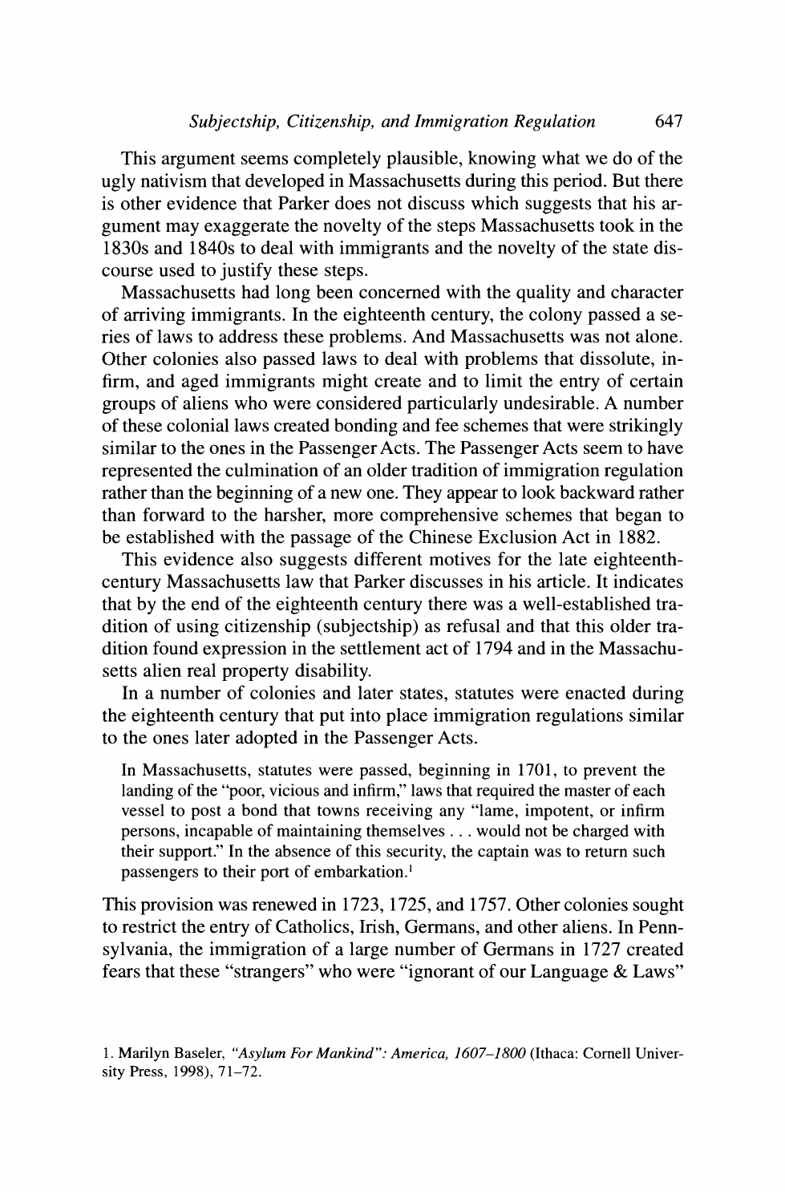This argument seems completely plausible, knowing what we do of the ugly nativism that developed in Massachusetts during this period. But there is other evidence that Parker does not discuss which suggests that his argument may exaggerate the novelty of the steps Massachusetts took in the 1830s and 1840s to deal with immigrants and the novelty of the state discourse used to justify these steps.

Massachusetts had long been concerned with the quality and character of arriving immigrants. In the eighteenth century, the colony passed a series of laws to address these problems. And Massachusetts was not alone. Other colonies also passed laws to deal with problems that dissolute, infirm, and aged immigrants might create and to limit the entry of certain groups of aliens who were considered particularly undesirable. A number of these colonial laws created bonding and fee schemes that were strikingly similar to the ones in the Passenger Acts. The Passenger Acts seem to have represented the culmination of an older tradition of immigration regulation rather than the beginning of a new one. They appear to look backward rather than forward to the harsher, more comprehensive schemes that began to be established with the passage of the Chinese Exclusion Act in 1882.

This evidence also suggests different motives for the late eighteenth-century Massachusetts law that Parker discusses in his article. It indicates that by the end of the eighteenth century there was a well-established tradition of using citizenship (subjectship) as refusal and that this older tradition found expression in the settlement act of 1794 and in the Massachusetts alien real property disability.

In a number of colonies and later states, statutes were enacted during the eighteenth century that put into place immigration regulations similar to the ones later adopted in the Passenger Acts.

> In Massachusetts, statutes were passed, beginning in 1701, to prevent the landing of the "poor, vicious and infirm," laws that required the master of each vessel to post a bond that towns receiving any "lame, impotent, or infirm persons, incapable of maintaining themselves . . . would not be charged with their support." In the absence of this security, the captain was to return such passengers to their port of embarkation.[1]

This provision was renewed in 1723, 1725, and 1757. Other colonies sought to restrict the entry of Catholics, Irish, Germans, and other aliens. In Pennsylvania, the immigration of a large number of Germans in 1727 created fears that these "strangers" who were "ignorant of our Language & Laws"

1. Marilyn Baseler, *"Asylum For Mankind": America, 1607–1800* (Ithaca: Cornell University Press, 1998), 71–72.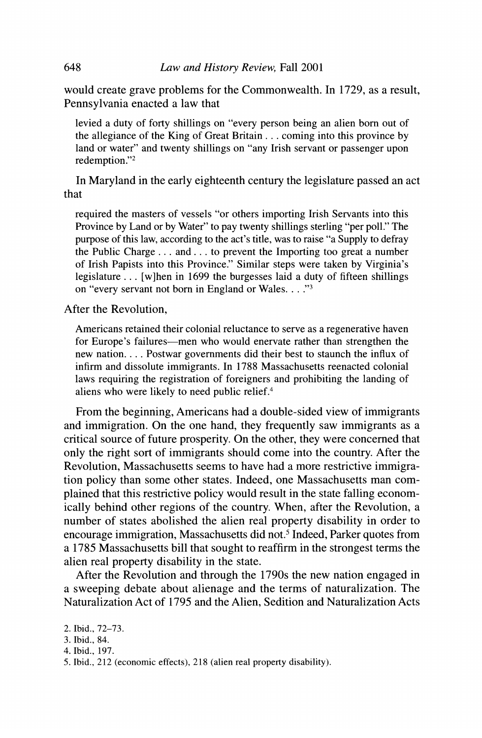would create grave problems for the Commonwealth. In 1729, as a result, Pennsylvania enacted a law that

> levied a duty of forty shillings on "every person being an alien born out of the allegiance of the King of Great Britain . . . coming into this province by land or water" and twenty shillings on "any Irish servant or passenger upon redemption."[2]

In Maryland in the early eighteenth century the legislature passed an act that

> required the masters of vessels "or others importing Irish Servants into this Province by Land or by Water" to pay twenty shillings sterling "per poll." The purpose of this law, according to the act's title, was to raise "a Supply to defray the Public Charge . . . and . . . to prevent the Importing too great a number of Irish Papists into this Province." Similar steps were taken by Virginia's legislature . . . [w]hen in 1699 the burgesses laid a duty of fifteen shillings on "every servant not born in England or Wales. . . ."[3]

After the Revolution,

> Americans retained their colonial reluctance to serve as a regenerative haven for Europe's failures—men who would enervate rather than strengthen the new nation. . . . Postwar governments did their best to staunch the influx of infirm and dissolute immigrants. In 1788 Massachusetts reenacted colonial laws requiring the registration of foreigners and prohibiting the landing of aliens who were likely to need public relief.[4]

From the beginning, Americans had a double-sided view of immigrants and immigration. On the one hand, they frequently saw immigrants as a critical source of future prosperity. On the other, they were concerned that only the right sort of immigrants should come into the country. After the Revolution, Massachusetts seems to have had a more restrictive immigration policy than some other states. Indeed, one Massachusetts man complained that this restrictive policy would result in the state falling economically behind other regions of the country. When, after the Revolution, a number of states abolished the alien real property disability in order to encourage immigration, Massachusetts did not.[5] Indeed, Parker quotes from a 1785 Massachusetts bill that sought to reaffirm in the strongest terms the alien real property disability in the state.

After the Revolution and through the 1790s the new nation engaged in a sweeping debate about alienage and the terms of naturalization. The Naturalization Act of 1795 and the Alien, Sedition and Naturalization Acts

2. Ibid., 72–73.
3. Ibid., 84.
4. Ibid., 197.
5. Ibid., 212 (economic effects), 218 (alien real property disability).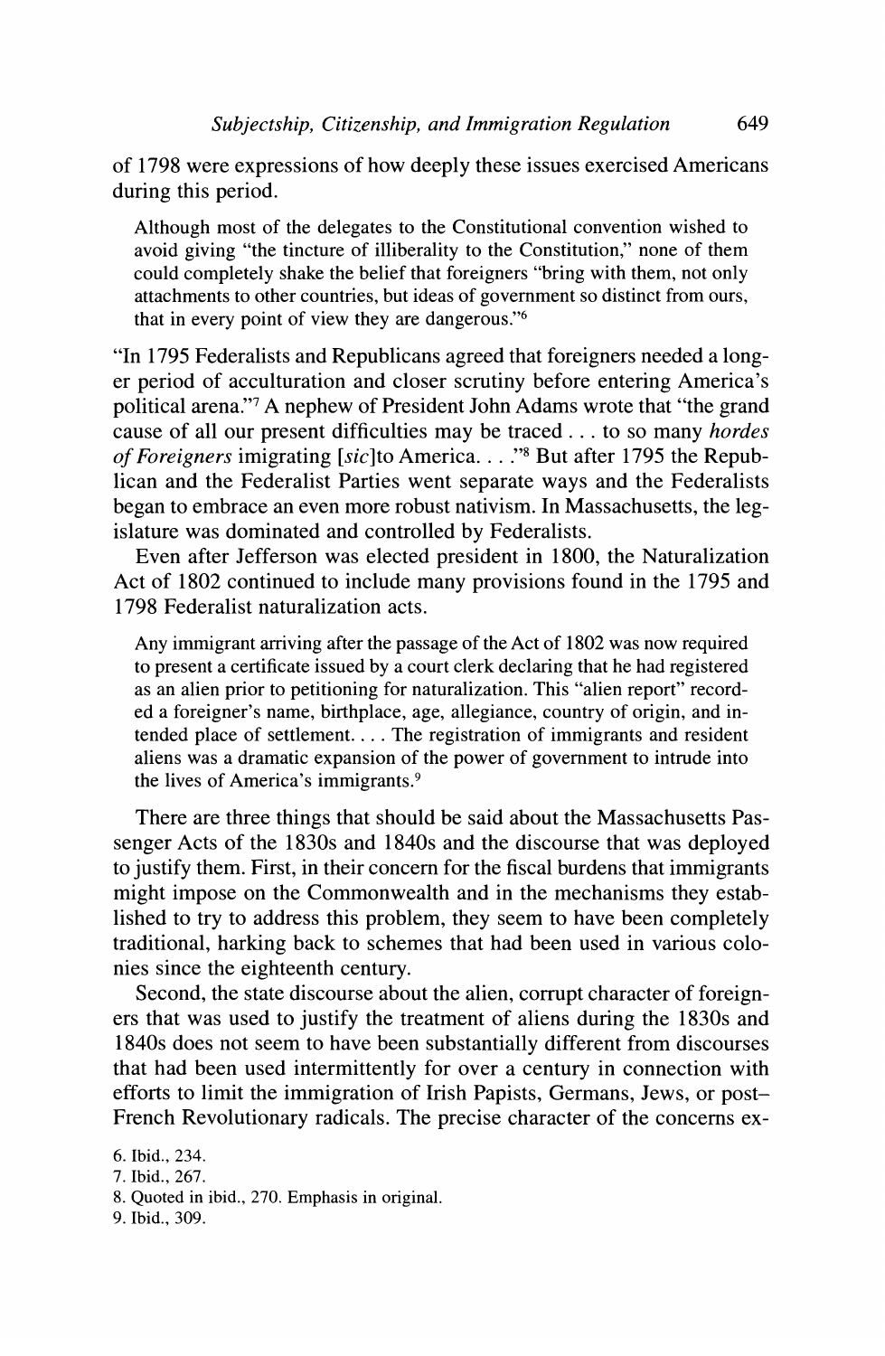of 1798 were expressions of how deeply these issues exercised Americans during this period.

> Although most of the delegates to the Constitutional convention wished to avoid giving "the tincture of illiberality to the Constitution," none of them could completely shake the belief that foreigners "bring with them, not only attachments to other countries, but ideas of government so distinct from ours, that in every point of view they are dangerous."[6]

"In 1795 Federalists and Republicans agreed that foreigners needed a longer period of acculturation and closer scrutiny before entering America's political arena."[7] A nephew of President John Adams wrote that "the grand cause of all our present difficulties may be traced . . . to so many *hordes of Foreigners* imigrating [*sic*]to America. . . ."[8] But after 1795 the Republican and the Federalist Parties went separate ways and the Federalists began to embrace an even more robust nativism. In Massachusetts, the legislature was dominated and controlled by Federalists.

Even after Jefferson was elected president in 1800, the Naturalization Act of 1802 continued to include many provisions found in the 1795 and 1798 Federalist naturalization acts.

> Any immigrant arriving after the passage of the Act of 1802 was now required to present a certificate issued by a court clerk declaring that he had registered as an alien prior to petitioning for naturalization. This "alien report" recorded a foreigner's name, birthplace, age, allegiance, country of origin, and intended place of settlement. . . . The registration of immigrants and resident aliens was a dramatic expansion of the power of government to intrude into the lives of America's immigrants.[9]

There are three things that should be said about the Massachusetts Passenger Acts of the 1830s and 1840s and the discourse that was deployed to justify them. First, in their concern for the fiscal burdens that immigrants might impose on the Commonwealth and in the mechanisms they established to try to address this problem, they seem to have been completely traditional, harking back to schemes that had been used in various colonies since the eighteenth century.

Second, the state discourse about the alien, corrupt character of foreigners that was used to justify the treatment of aliens during the 1830s and 1840s does not seem to have been substantially different from discourses that had been used intermittently for over a century in connection with efforts to limit the immigration of Irish Papists, Germans, Jews, or post–French Revolutionary radicals. The precise character of the concerns ex-

6. Ibid., 234.
7. Ibid., 267.
8. Quoted in ibid., 270. Emphasis in original.
9. Ibid., 309.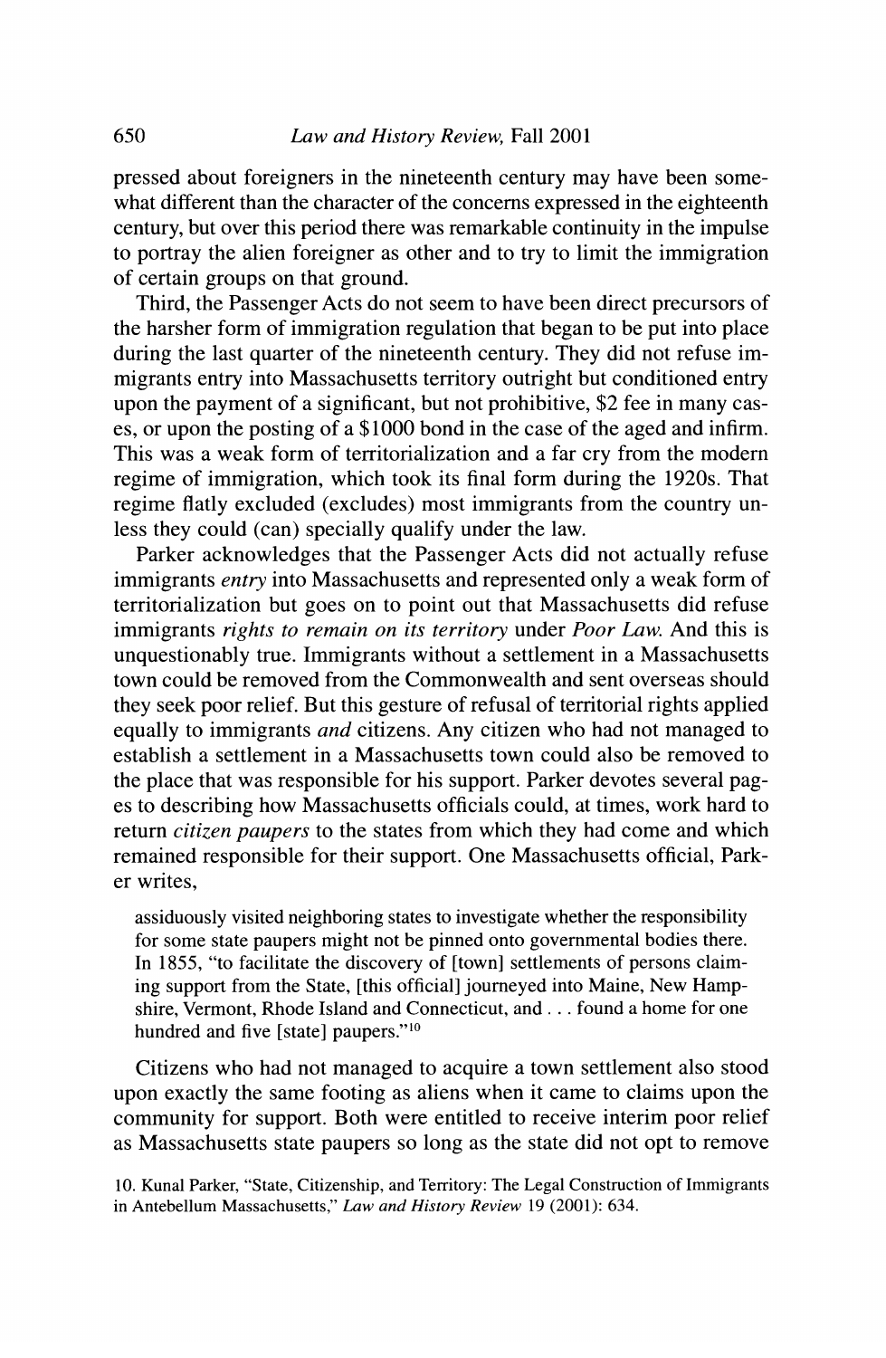pressed about foreigners in the nineteenth century may have been somewhat different than the character of the concerns expressed in the eighteenth century, but over this period there was remarkable continuity in the impulse to portray the alien foreigner as other and to try to limit the immigration of certain groups on that ground.

Third, the Passenger Acts do not seem to have been direct precursors of the harsher form of immigration regulation that began to be put into place during the last quarter of the nineteenth century. They did not refuse immigrants entry into Massachusetts territory outright but conditioned entry upon the payment of a significant, but not prohibitive, $2 fee in many cases, or upon the posting of a $1000 bond in the case of the aged and infirm. This was a weak form of territorialization and a far cry from the modern regime of immigration, which took its final form during the 1920s. That regime flatly excluded (excludes) most immigrants from the country unless they could (can) specially qualify under the law.

Parker acknowledges that the Passenger Acts did not actually refuse immigrants *entry* into Massachusetts and represented only a weak form of territorialization but goes on to point out that Massachusetts did refuse immigrants *rights to remain on its territory* under *Poor Law.* And this is unquestionably true. Immigrants without a settlement in a Massachusetts town could be removed from the Commonwealth and sent overseas should they seek poor relief. But this gesture of refusal of territorial rights applied equally to immigrants *and* citizens. Any citizen who had not managed to establish a settlement in a Massachusetts town could also be removed to the place that was responsible for his support. Parker devotes several pages to describing how Massachusetts officials could, at times, work hard to return *citizen paupers* to the states from which they had come and which remained responsible for their support. One Massachusetts official, Parker writes,

> assiduously visited neighboring states to investigate whether the responsibility for some state paupers might not be pinned onto governmental bodies there. In 1855, "to facilitate the discovery of [town] settlements of persons claiming support from the State, [this official] journeyed into Maine, New Hampshire, Vermont, Rhode Island and Connecticut, and . . . found a home for one hundred and five [state] paupers."[10]

Citizens who had not managed to acquire a town settlement also stood upon exactly the same footing as aliens when it came to claims upon the community for support. Both were entitled to receive interim poor relief as Massachusetts state paupers so long as the state did not opt to remove

10. Kunal Parker, "State, Citizenship, and Territory: The Legal Construction of Immigrants in Antebellum Massachusetts," *Law and History Review* 19 (2001): 634.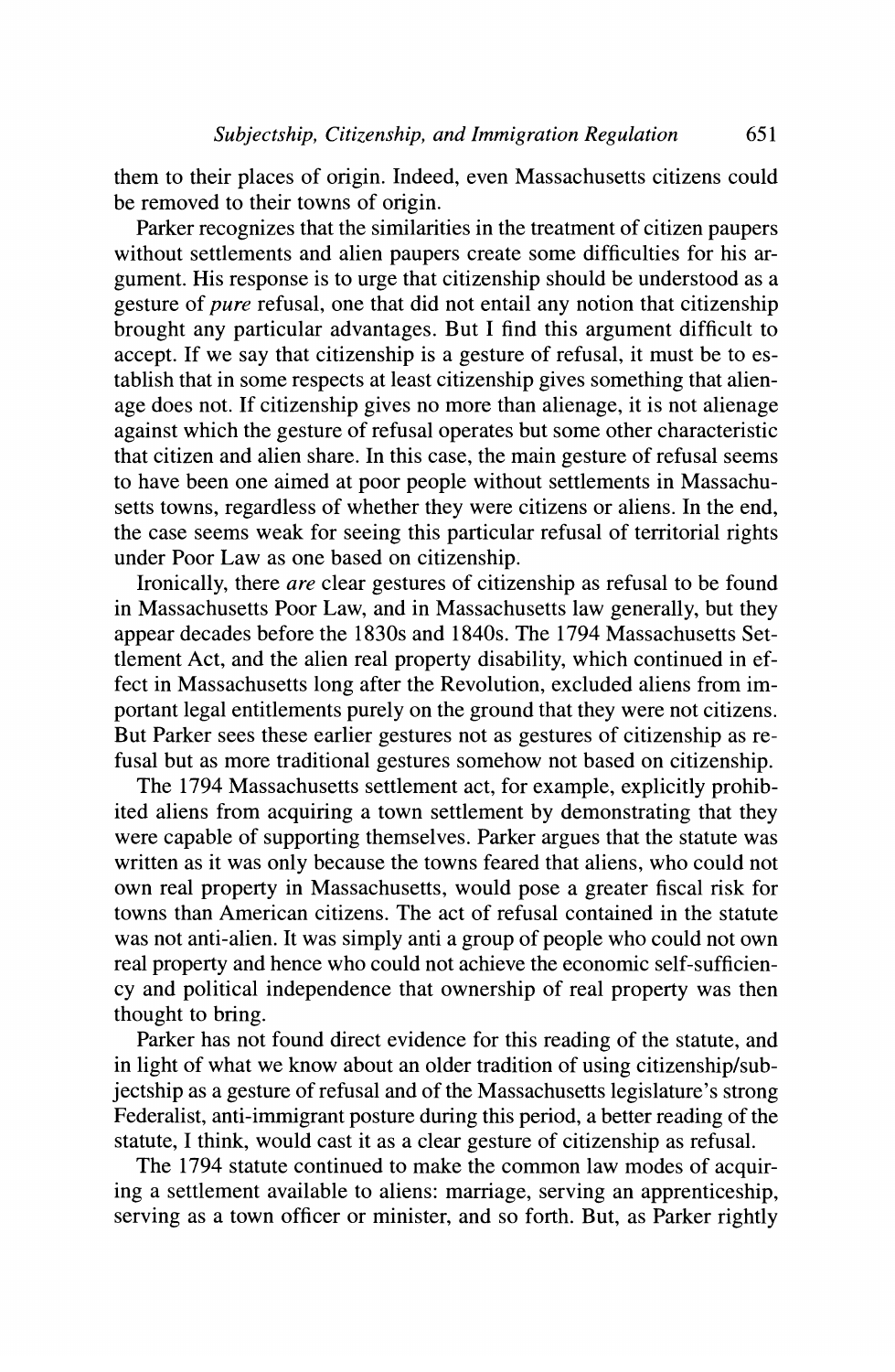them to their places of origin. Indeed, even Massachusetts citizens could be removed to their towns of origin.

Parker recognizes that the similarities in the treatment of citizen paupers without settlements and alien paupers create some difficulties for his argument. His response is to urge that citizenship should be understood as a gesture of *pure* refusal, one that did not entail any notion that citizenship brought any particular advantages. But I find this argument difficult to accept. If we say that citizenship is a gesture of refusal, it must be to establish that in some respects at least citizenship gives something that alienage does not. If citizenship gives no more than alienage, it is not alienage against which the gesture of refusal operates but some other characteristic that citizen and alien share. In this case, the main gesture of refusal seems to have been one aimed at poor people without settlements in Massachusetts towns, regardless of whether they were citizens or aliens. In the end, the case seems weak for seeing this particular refusal of territorial rights under Poor Law as one based on citizenship.

Ironically, there *are* clear gestures of citizenship as refusal to be found in Massachusetts Poor Law, and in Massachusetts law generally, but they appear decades before the 1830s and 1840s. The 1794 Massachusetts Settlement Act, and the alien real property disability, which continued in effect in Massachusetts long after the Revolution, excluded aliens from important legal entitlements purely on the ground that they were not citizens. But Parker sees these earlier gestures not as gestures of citizenship as refusal but as more traditional gestures somehow not based on citizenship.

The 1794 Massachusetts settlement act, for example, explicitly prohibited aliens from acquiring a town settlement by demonstrating that they were capable of supporting themselves. Parker argues that the statute was written as it was only because the towns feared that aliens, who could not own real property in Massachusetts, would pose a greater fiscal risk for towns than American citizens. The act of refusal contained in the statute was not anti-alien. It was simply anti a group of people who could not own real property and hence who could not achieve the economic self-sufficiency and political independence that ownership of real property was then thought to bring.

Parker has not found direct evidence for this reading of the statute, and in light of what we know about an older tradition of using citizenship/subjectship as a gesture of refusal and of the Massachusetts legislature's strong Federalist, anti-immigrant posture during this period, a better reading of the statute, I think, would cast it as a clear gesture of citizenship as refusal.

The 1794 statute continued to make the common law modes of acquiring a settlement available to aliens: marriage, serving an apprenticeship, serving as a town officer or minister, and so forth. But, as Parker rightly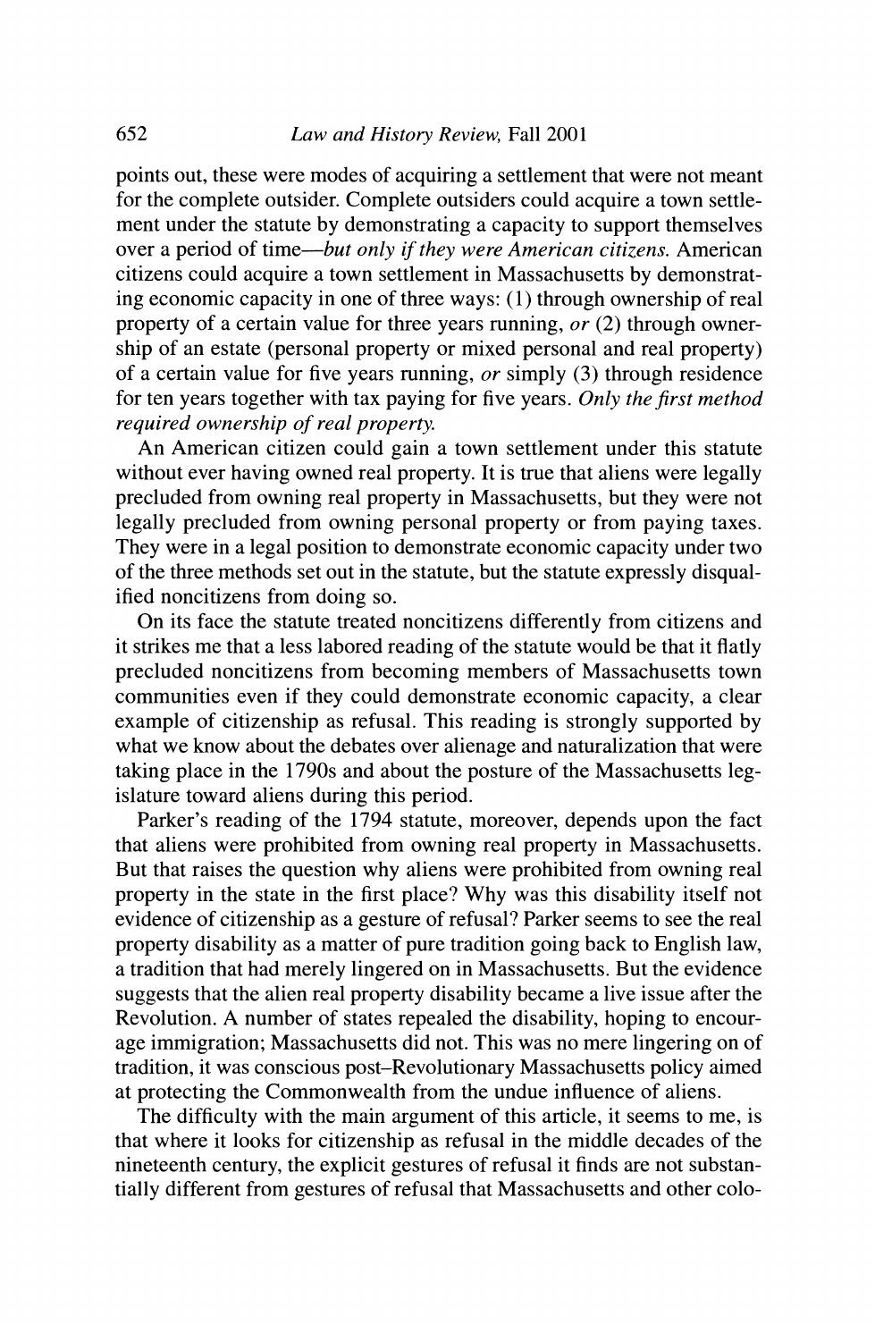points out, these were modes of acquiring a settlement that were not meant for the complete outsider. Complete outsiders could acquire a town settlement under the statute by demonstrating a capacity to support themselves over a period of time—*but only if they were American citizens.* American citizens could acquire a town settlement in Massachusetts by demonstrating economic capacity in one of three ways: (1) through ownership of real property of a certain value for three years running, *or* (2) through ownership of an estate (personal property or mixed personal and real property) of a certain value for five years running, *or* simply (3) through residence for ten years together with tax paying for five years. *Only the first method required ownership of real property.*

An American citizen could gain a town settlement under this statute without ever having owned real property. It is true that aliens were legally precluded from owning real property in Massachusetts, but they were not legally precluded from owning personal property or from paying taxes. They were in a legal position to demonstrate economic capacity under two of the three methods set out in the statute, but the statute expressly disqualified noncitizens from doing so.

On its face the statute treated noncitizens differently from citizens and it strikes me that a less labored reading of the statute would be that it flatly precluded noncitizens from becoming members of Massachusetts town communities even if they could demonstrate economic capacity, a clear example of citizenship as refusal. This reading is strongly supported by what we know about the debates over alienage and naturalization that were taking place in the 1790s and about the posture of the Massachusetts legislature toward aliens during this period.

Parker's reading of the 1794 statute, moreover, depends upon the fact that aliens were prohibited from owning real property in Massachusetts. But that raises the question why aliens were prohibited from owning real property in the state in the first place? Why was this disability itself not evidence of citizenship as a gesture of refusal? Parker seems to see the real property disability as a matter of pure tradition going back to English law, a tradition that had merely lingered on in Massachusetts. But the evidence suggests that the alien real property disability became a live issue after the Revolution. A number of states repealed the disability, hoping to encourage immigration; Massachusetts did not. This was no mere lingering on of tradition, it was conscious post–Revolutionary Massachusetts policy aimed at protecting the Commonwealth from the undue influence of aliens.

The difficulty with the main argument of this article, it seems to me, is that where it looks for citizenship as refusal in the middle decades of the nineteenth century, the explicit gestures of refusal it finds are not substantially different from gestures of refusal that Massachusetts and other colo-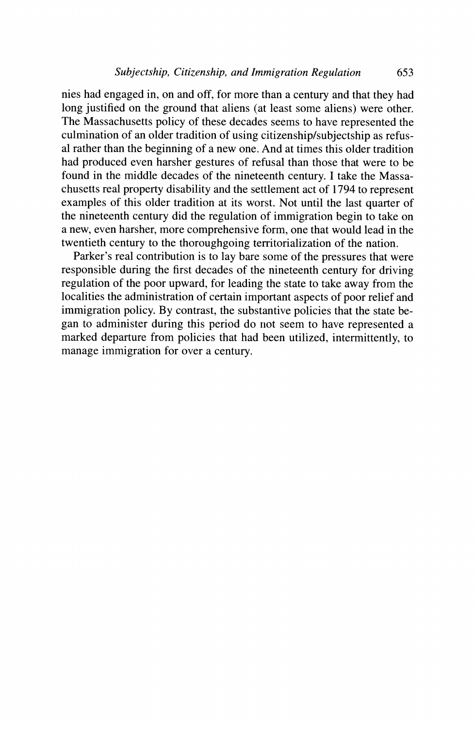nies had engaged in, on and off, for more than a century and that they had long justified on the ground that aliens (at least some aliens) were other. The Massachusetts policy of these decades seems to have represented the culmination of an older tradition of using citizenship/subjectship as refusal rather than the beginning of a new one. And at times this older tradition had produced even harsher gestures of refusal than those that were to be found in the middle decades of the nineteenth century. I take the Massachusetts real property disability and the settlement act of 1794 to represent examples of this older tradition at its worst. Not until the last quarter of the nineteenth century did the regulation of immigration begin to take on a new, even harsher, more comprehensive form, one that would lead in the twentieth century to the thoroughgoing territorialization of the nation.

Parker's real contribution is to lay bare some of the pressures that were responsible during the first decades of the nineteenth century for driving regulation of the poor upward, for leading the state to take away from the localities the administration of certain important aspects of poor relief and immigration policy. By contrast, the substantive policies that the state began to administer during this period do not seem to have represented a marked departure from policies that had been utilized, intermittently, to manage immigration for over a century.